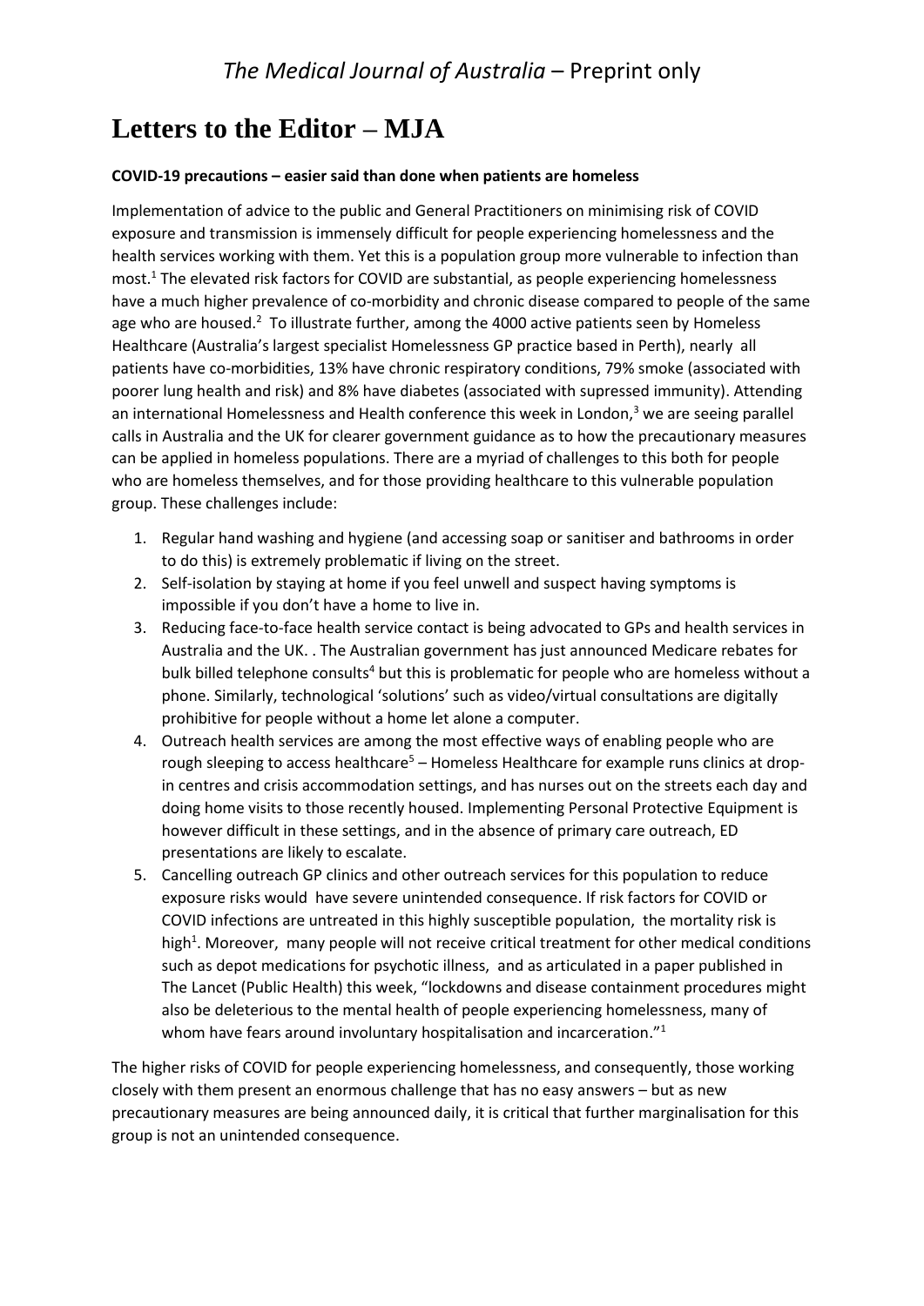# Letters to the Editor – MJA

**COVID-19 precautions – easier said than done when patients are homeless**

Implementation of advice to the public and General Practitioners on minimising risk of COVID exposure and transmission is immensely difficult for people experiencing homelessness and the health services working with them. Yet this is a population group more vulnerable to infection than most.[1] The elevated risk factors for COVID are substantial, as people experiencing homelessness have a much higher prevalence of co-morbidity and chronic disease compared to people of the same age who are housed.[2] To illustrate further, among the 4000 active patients seen by Homeless Healthcare (Australia's largest specialist Homelessness GP practice based in Perth), nearly all patients have co-morbidities, 13% have chronic respiratory conditions, 79% smoke (associated with poorer lung health and risk) and 8% have diabetes (associated with supressed immunity). Attending an international Homelessness and Health conference this week in London,[3] we are seeing parallel calls in Australia and the UK for clearer government guidance as to how the precautionary measures can be applied in homeless populations. There are a myriad of challenges to this both for people who are homeless themselves, and for those providing healthcare to this vulnerable population group. These challenges include:

1. Regular hand washing and hygiene (and accessing soap or sanitiser and bathrooms in order to do this) is extremely problematic if living on the street.
2. Self-isolation by staying at home if you feel unwell and suspect having symptoms is impossible if you don't have a home to live in.
3. Reducing face-to-face health service contact is being advocated to GPs and health services in Australia and the UK. . The Australian government has just announced Medicare rebates for bulk billed telephone consults[4] but this is problematic for people who are homeless without a phone. Similarly, technological 'solutions' such as video/virtual consultations are digitally prohibitive for people without a home let alone a computer.
4. Outreach health services are among the most effective ways of enabling people who are rough sleeping to access healthcare[5] – Homeless Healthcare for example runs clinics at drop-in centres and crisis accommodation settings, and has nurses out on the streets each day and doing home visits to those recently housed. Implementing Personal Protective Equipment is however difficult in these settings, and in the absence of primary care outreach, ED presentations are likely to escalate.
5. Cancelling outreach GP clinics and other outreach services for this population to reduce exposure risks would have severe unintended consequence. If risk factors for COVID or COVID infections are untreated in this highly susceptible population, the mortality risk is high[1]. Moreover, many people will not receive critical treatment for other medical conditions such as depot medications for psychotic illness, and as articulated in a paper published in The Lancet (Public Health) this week, "lockdowns and disease containment procedures might also be deleterious to the mental health of people experiencing homelessness, many of whom have fears around involuntary hospitalisation and incarceration."[1]

The higher risks of COVID for people experiencing homelessness, and consequently, those working closely with them present an enormous challenge that has no easy answers – but as new precautionary measures are being announced daily, it is critical that further marginalisation for this group is not an unintended consequence.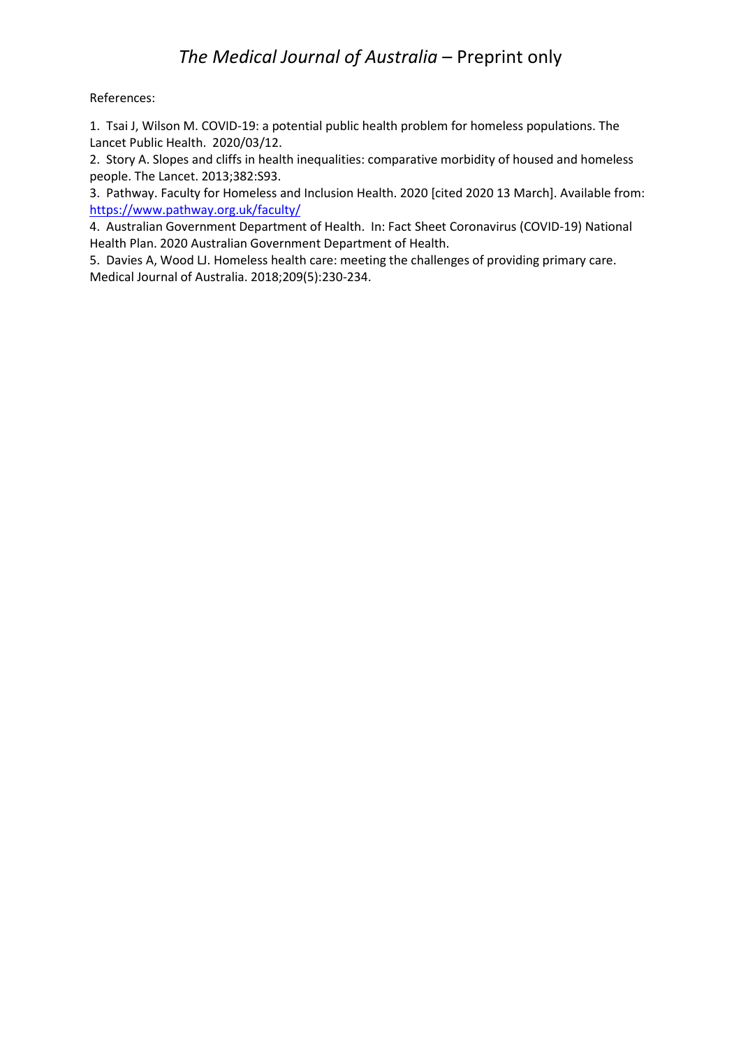References:

1. Tsai J, Wilson M. COVID-19: a potential public health problem for homeless populations. The Lancet Public Health. 2020/03/12.
2. Story A. Slopes and cliffs in health inequalities: comparative morbidity of housed and homeless people. The Lancet. 2013;382:S93.
3. Pathway. Faculty for Homeless and Inclusion Health. 2020 [cited 2020 13 March]. Available from: https://www.pathway.org.uk/faculty/
4. Australian Government Department of Health. In: Fact Sheet Coronavirus (COVID-19) National Health Plan. 2020 Australian Government Department of Health.
5. Davies A, Wood LJ. Homeless health care: meeting the challenges of providing primary care. Medical Journal of Australia. 2018;209(5):230-234.